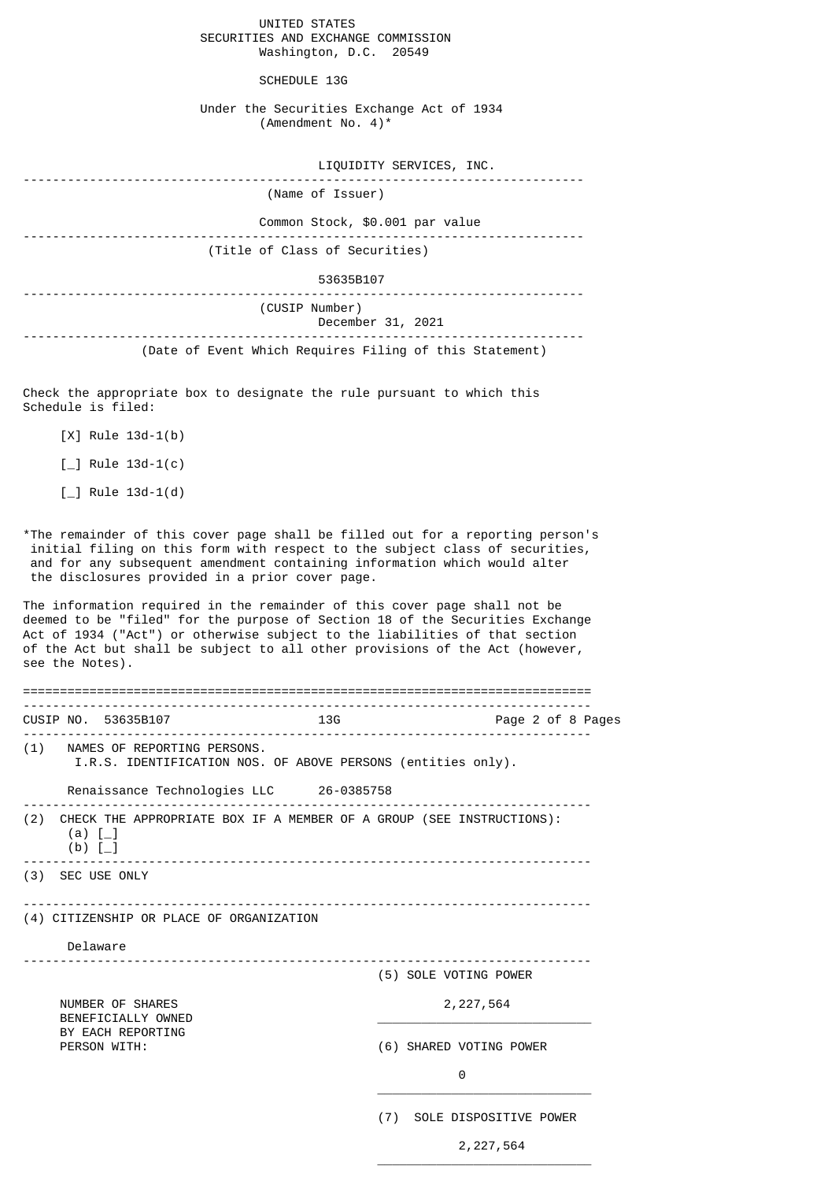UNITED STATES
SECURITIES AND EXCHANGE COMMISSION
Washington, D.C. 20549

# SCHEDULE 13G

Under the Securities Exchange Act of 1934
(Amendment No. 4)*

LIQUIDITY SERVICES, INC.

(Name of Issuer)

Common Stock, $0.001 par value

(Title of Class of Securities)

53635B107

(CUSIP Number)

December 31, 2021

(Date of Event Which Requires Filing of this Statement)

Check the appropriate box to designate the rule pursuant to which this Schedule is filed:

[X] Rule 13d-1(b)

[_] Rule 13d-1(c)

[_] Rule 13d-1(d)

*The remainder of this cover page shall be filled out for a reporting person's initial filing on this form with respect to the subject class of securities, and for any subsequent amendment containing information which would alter the disclosures provided in a prior cover page.

The information required in the remainder of this cover page shall not be deemed to be "filed" for the purpose of Section 18 of the Securities Exchange Act of 1934 ("Act") or otherwise subject to the liabilities of that section of the Act but shall be subject to all other provisions of the Act (however, see the Notes).

---

CUSIP NO. 53635B107 13G

(1) NAMES OF REPORTING PERSONS.
I.R.S. IDENTIFICATION NOS. OF ABOVE PERSONS (entities only).

Renaissance Technologies LLC 26-0385758

(2) CHECK THE APPROPRIATE BOX IF A MEMBER OF A GROUP (SEE INSTRUCTIONS):
(a) [_]
(b) [_]

(3) SEC USE ONLY

(4) CITIZENSHIP OR PLACE OF ORGANIZATION

Delaware

| NUMBER OF SHARES BENEFICIALLY OWNED BY EACH REPORTING PERSON WITH: | |
|---|---|
| | (5) SOLE VOTING POWER<br>2,227,564 |
| | (6) SHARED VOTING POWER<br>0 |
| | (7) SOLE DISPOSITIVE POWER<br>2,227,564 |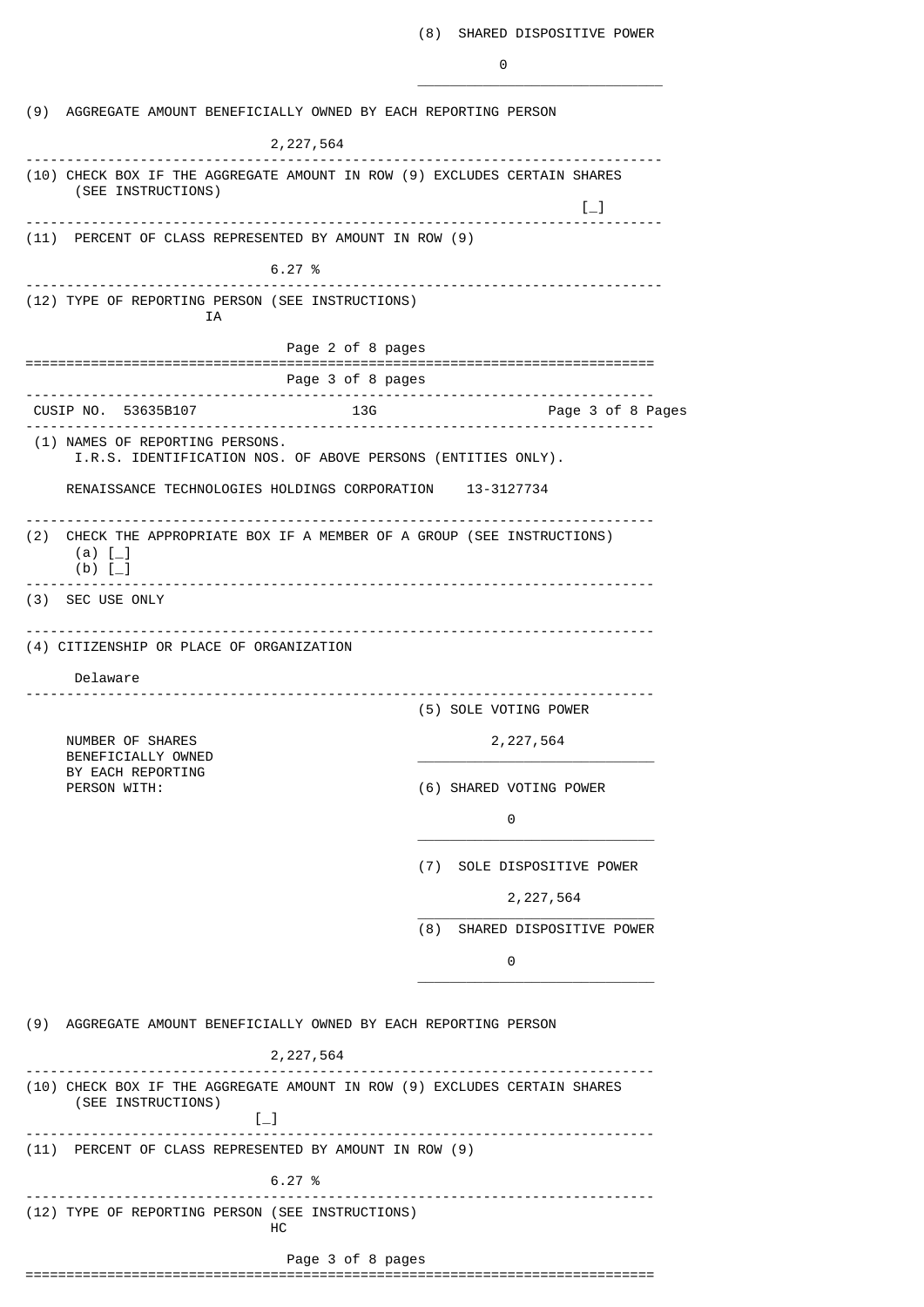(8) SHARED DISPOSITIVE POWER

0

(9) AGGREGATE AMOUNT BENEFICIALLY OWNED BY EACH REPORTING PERSON

2,227,564

(10) CHECK BOX IF THE AGGREGATE AMOUNT IN ROW (9) EXCLUDES CERTAIN SHARES (SEE INSTRUCTIONS)

[_]

(11) PERCENT OF CLASS REPRESENTED BY AMOUNT IN ROW (9)

6.27 %

(12) TYPE OF REPORTING PERSON (SEE INSTRUCTIONS)

IA

---

CUSIP NO. 53635B107 | 13G

(1) NAMES OF REPORTING PERSONS.
I.R.S. IDENTIFICATION NOS. OF ABOVE PERSONS (ENTITIES ONLY).

RENAISSANCE TECHNOLOGIES HOLDINGS CORPORATION 13-3127734

(2) CHECK THE APPROPRIATE BOX IF A MEMBER OF A GROUP (SEE INSTRUCTIONS)
(a) [_]
(b) [_]

(3) SEC USE ONLY

(4) CITIZENSHIP OR PLACE OF ORGANIZATION

Delaware

NUMBER OF SHARES BENEFICIALLY OWNED BY EACH REPORTING PERSON WITH:

(5) SOLE VOTING POWER

2,227,564

(6) SHARED VOTING POWER

0

(7) SOLE DISPOSITIVE POWER

2,227,564

(8) SHARED DISPOSITIVE POWER

0

(9) AGGREGATE AMOUNT BENEFICIALLY OWNED BY EACH REPORTING PERSON

2,227,564

(10) CHECK BOX IF THE AGGREGATE AMOUNT IN ROW (9) EXCLUDES CERTAIN SHARES (SEE INSTRUCTIONS)

[_]

(11) PERCENT OF CLASS REPRESENTED BY AMOUNT IN ROW (9)

6.27 %

(12) TYPE OF REPORTING PERSON (SEE INSTRUCTIONS)

HC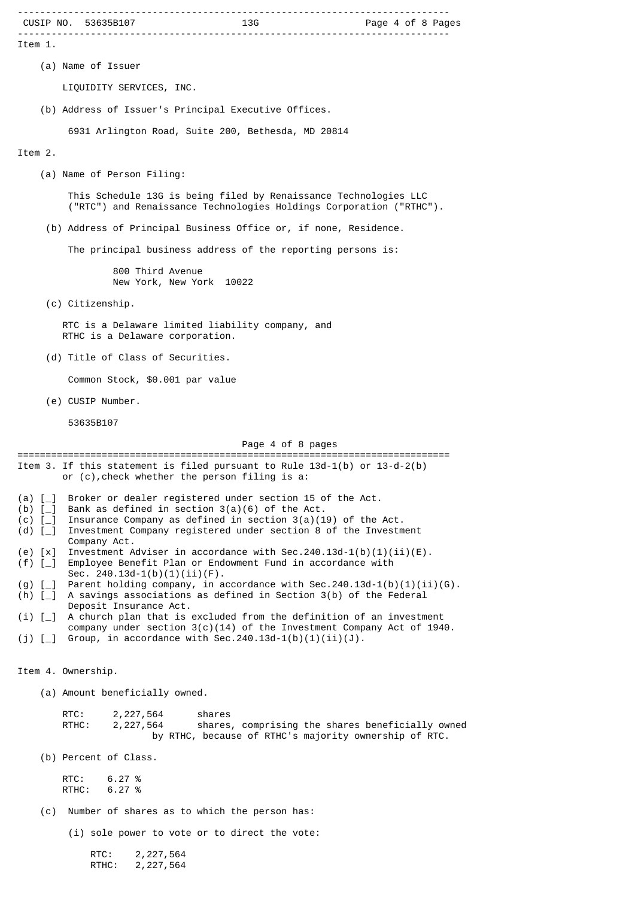Item 1.

(a) Name of Issuer

LIQUIDITY SERVICES, INC.

(b) Address of Issuer's Principal Executive Offices.

6931 Arlington Road, Suite 200, Bethesda, MD 20814

Item 2.

(a) Name of Person Filing:

This Schedule 13G is being filed by Renaissance Technologies LLC ("RTC") and Renaissance Technologies Holdings Corporation ("RTHC").

(b) Address of Principal Business Office or, if none, Residence.

The principal business address of the reporting persons is:

800 Third Avenue
New York, New York 10022

(c) Citizenship.

RTC is a Delaware limited liability company, and
RTHC is a Delaware corporation.

(d) Title of Class of Securities.

Common Stock, $0.001 par value

(e) CUSIP Number.

53635B107

Item 3. If this statement is filed pursuant to Rule 13d-1(b) or 13-d-2(b) or (c),check whether the person filing is a:

(a) [_] Broker or dealer registered under section 15 of the Act.
(b) [_] Bank as defined in section 3(a)(6) of the Act.
(c) [_] Insurance Company as defined in section 3(a)(19) of the Act.
(d) [_] Investment Company registered under section 8 of the Investment Company Act.
(e) [x] Investment Adviser in accordance with Sec.240.13d-1(b)(1)(ii)(E).
(f) [_] Employee Benefit Plan or Endowment Fund in accordance with Sec. 240.13d-1(b)(1)(ii)(F).
(g) [_] Parent holding company, in accordance with Sec.240.13d-1(b)(1)(ii)(G).
(h) [_] A savings associations as defined in Section 3(b) of the Federal Deposit Insurance Act.
(i) [_] A church plan that is excluded from the definition of an investment company under section 3(c)(14) of the Investment Company Act of 1940.
(j) [_] Group, in accordance with Sec.240.13d-1(b)(1)(ii)(J).

Item 4. Ownership.

(a) Amount beneficially owned.

RTC: 2,227,564 shares
RTHC: 2,227,564 shares, comprising the shares beneficially owned by RTHC, because of RTHC's majority ownership of RTC.

(b) Percent of Class.

RTC: 6.27 %
RTHC: 6.27 %

(c) Number of shares as to which the person has:

(i) sole power to vote or to direct the vote:

RTC: 2,227,564
RTHC: 2,227,564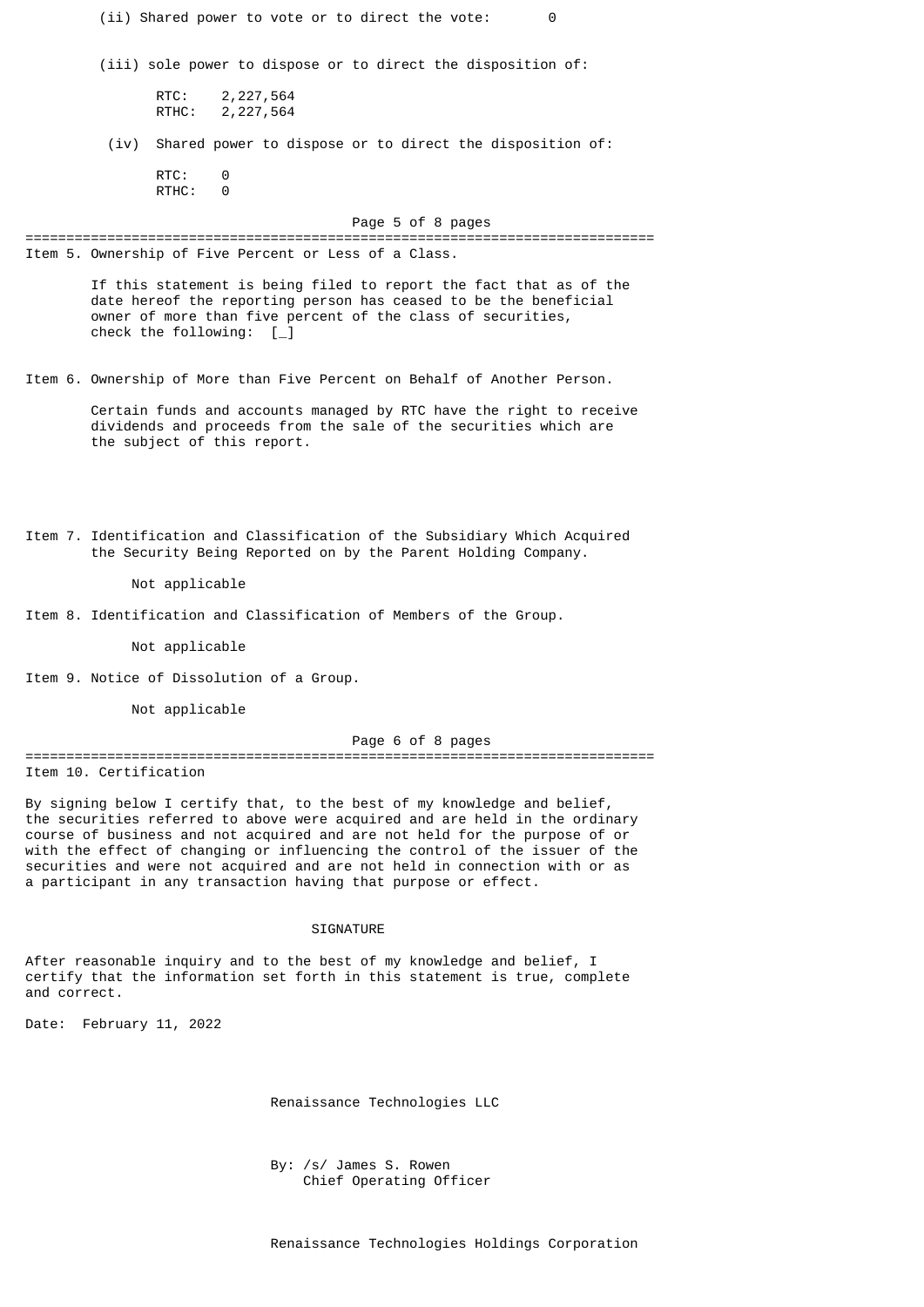(ii) Shared power to vote or to direct the vote: 0

(iii) sole power to dispose or to direct the disposition of:

RTC: 2,227,564
RTHC: 2,227,564

(iv) Shared power to dispose or to direct the disposition of:

RTC: 0
RTHC: 0

Item 5. Ownership of Five Percent or Less of a Class.

If this statement is being filed to report the fact that as of the date hereof the reporting person has ceased to be the beneficial owner of more than five percent of the class of securities, check the following: [_]

Item 6. Ownership of More than Five Percent on Behalf of Another Person.

Certain funds and accounts managed by RTC have the right to receive dividends and proceeds from the sale of the securities which are the subject of this report.

Item 7. Identification and Classification of the Subsidiary Which Acquired the Security Being Reported on by the Parent Holding Company.

Not applicable

Item 8. Identification and Classification of Members of the Group.

Not applicable

Item 9. Notice of Dissolution of a Group.

Not applicable

Item 10. Certification

By signing below I certify that, to the best of my knowledge and belief, the securities referred to above were acquired and are held in the ordinary course of business and not acquired and are not held for the purpose of or with the effect of changing or influencing the control of the issuer of the securities and were not acquired and are not held in connection with or as a participant in any transaction having that purpose or effect.

SIGNATURE

After reasonable inquiry and to the best of my knowledge and belief, I certify that the information set forth in this statement is true, complete and correct.

Date: February 11, 2022

Renaissance Technologies LLC

By: /s/ James S. Rowen
Chief Operating Officer

Renaissance Technologies Holdings Corporation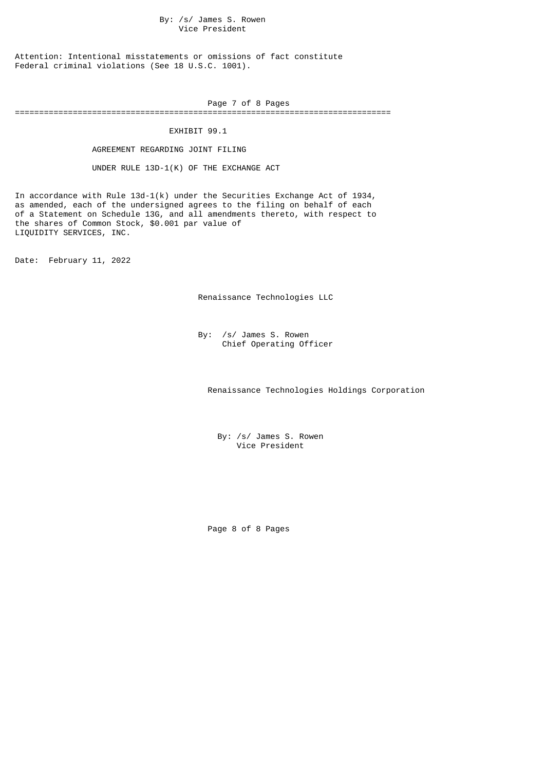By: /s/ James S. Rowen
Vice President

Attention: Intentional misstatements or omissions of fact constitute Federal criminal violations (See 18 U.S.C. 1001).

---

EXHIBIT 99.1

AGREEMENT REGARDING JOINT FILING

UNDER RULE 13D-1(K) OF THE EXCHANGE ACT

In accordance with Rule 13d-1(k) under the Securities Exchange Act of 1934, as amended, each of the undersigned agrees to the filing on behalf of each of a Statement on Schedule 13G, and all amendments thereto, with respect to the shares of Common Stock, $0.001 par value of LIQUIDITY SERVICES, INC.

Date: February 11, 2022

Renaissance Technologies LLC

By: /s/ James S. Rowen
Chief Operating Officer

Renaissance Technologies Holdings Corporation

By: /s/ James S. Rowen
Vice President